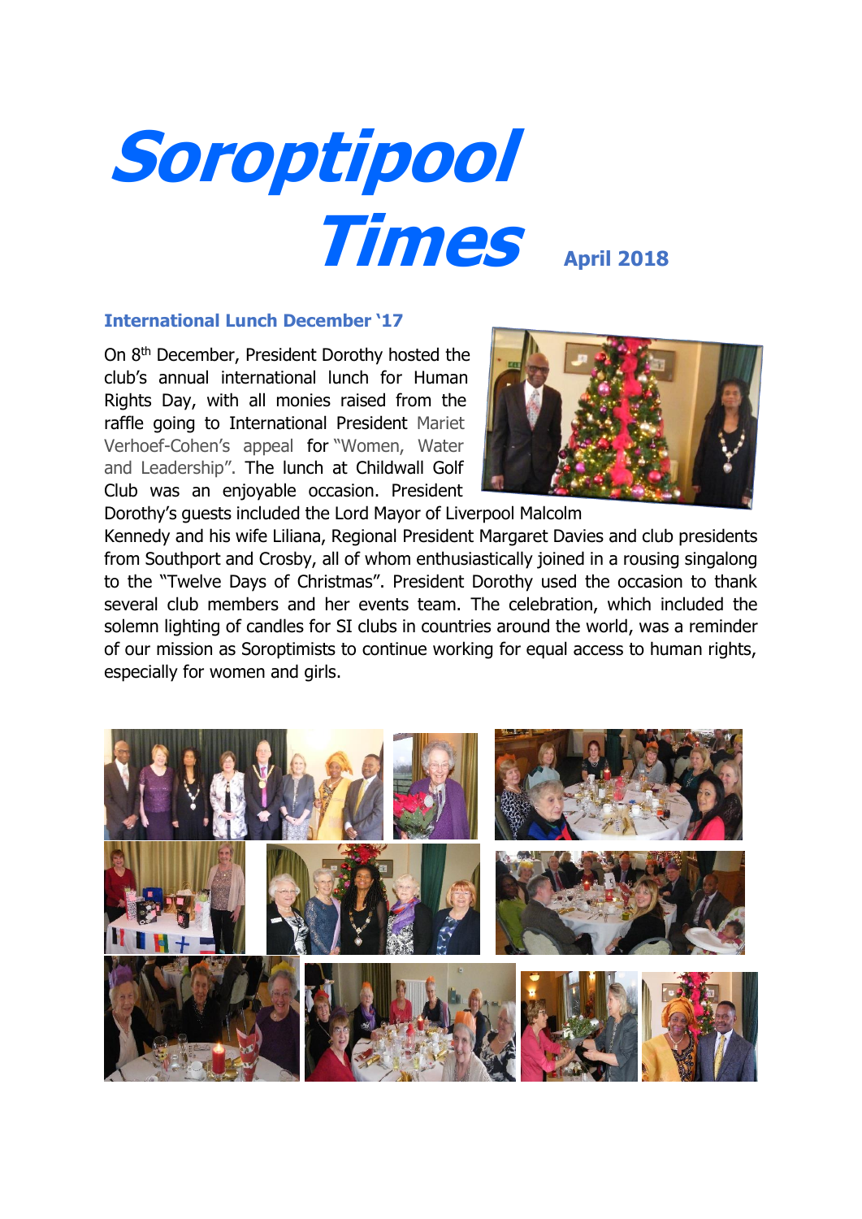# Soroptipool Times

**April 2018**

### International Lunch December '17

On 8th December, President Dorothy hosted the club's annual international lunch for Human Rights Day, with all monies raised from the raffle going to International President Mariet Verhoef-Cohen's appeal for "Women, Water and Leadership". The lunch at Childwall Golf Club was an enjoyable occasion. President Dorothy's guests included the Lord Mayor of Liverpool Malcolm Kennedy and his wife Liliana, Regional President Margaret Davies and club presidents from Southport and Crosby, all of whom enthusiastically joined in a rousing singalong to the "Twelve Days of Christmas". President Dorothy used the occasion to thank several club members and her events team. The celebration, which included the solemn lighting of candles for SI clubs in countries around the world, was a reminder of our mission as Soroptimists to continue working for equal access to human rights, especially for women and girls.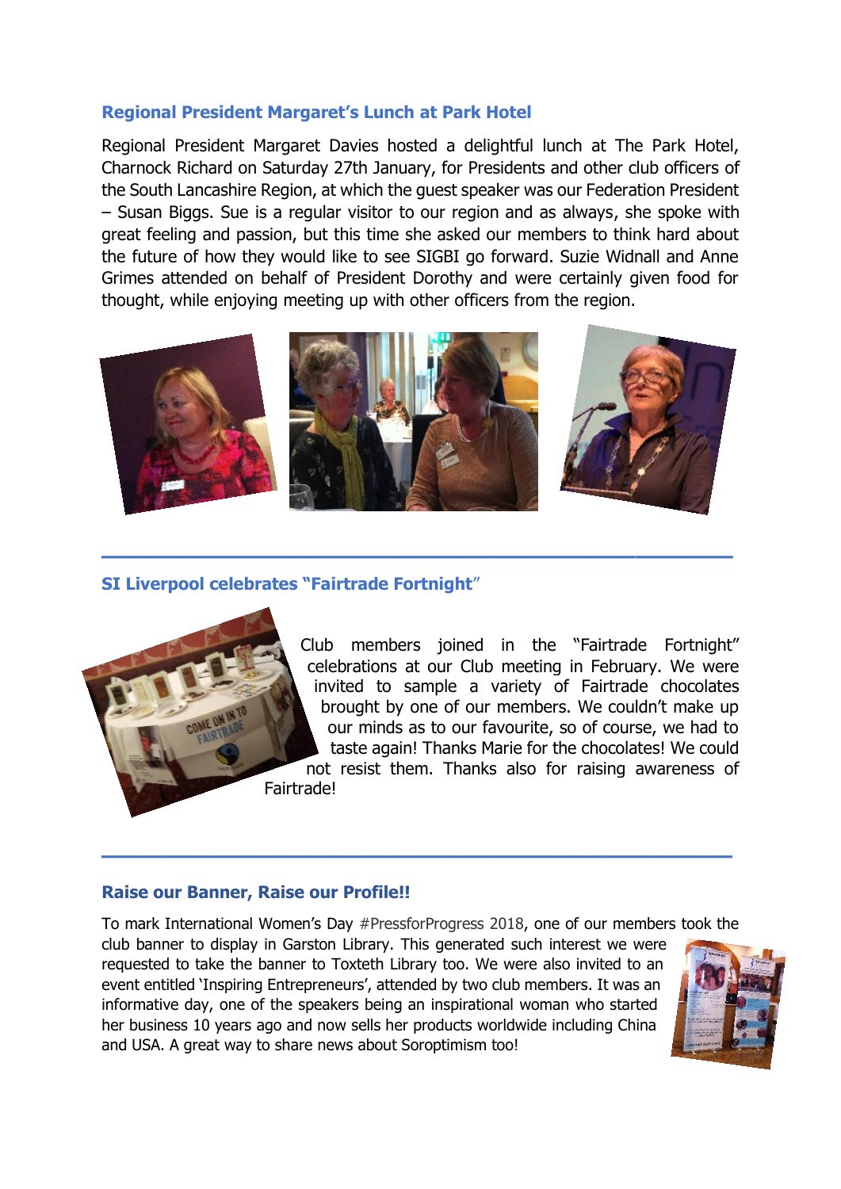### Regional President Margaret's Lunch at Park Hotel

Regional President Margaret Davies hosted a delightful lunch at The Park Hotel, Charnock Richard on Saturday 27th January, for Presidents and other club officers of the South Lancashire Region, at which the guest speaker was our Federation President – Susan Biggs. Sue is a regular visitor to our region and as always, she spoke with great feeling and passion, but this time she asked our members to think hard about the future of how they would like to see SIGBI go forward. Suzie Widnall and Anne Grimes attended on behalf of President Dorothy and were certainly given food for thought, while enjoying meeting up with other officers from the region.

---

### SI Liverpool celebrates "Fairtrade Fortnight"

Club members joined in the "Fairtrade Fortnight" celebrations at our Club meeting in February. We were invited to sample a variety of Fairtrade chocolates brought by one of our members. We couldn't make up our minds as to our favourite, so of course, we had to taste again! Thanks Marie for the chocolates! We could not resist them. Thanks also for raising awareness of Fairtrade!

---

### Raise our Banner, Raise our Profile!!

To mark International Women's Day #PressforProgress 2018, one of our members took the club banner to display in Garston Library. This generated such interest we were requested to take the banner to Toxteth Library too. We were also invited to an event entitled 'Inspiring Entrepreneurs', attended by two club members. It was an informative day, one of the speakers being an inspirational woman who started her business 10 years ago and now sells her products worldwide including China and USA. A great way to share news about Soroptimism too!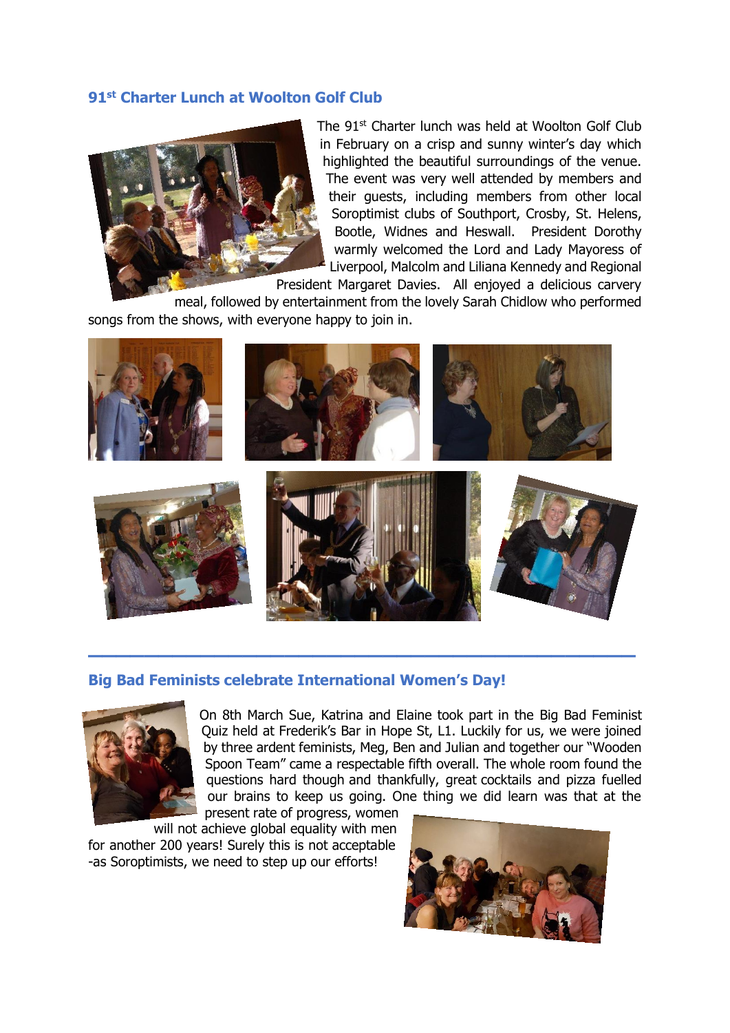## 91st Charter Lunch at Woolton Golf Club

The 91st Charter lunch was held at Woolton Golf Club in February on a crisp and sunny winter's day which highlighted the beautiful surroundings of the venue. The event was very well attended by members and their guests, including members from other local Soroptimist clubs of Southport, Crosby, St. Helens, Bootle, Widnes and Heswall. President Dorothy warmly welcomed the Lord and Lady Mayoress of Liverpool, Malcolm and Liliana Kennedy and Regional President Margaret Davies. All enjoyed a delicious carvery meal, followed by entertainment from the lovely Sarah Chidlow who performed songs from the shows, with everyone happy to join in.

---

## Big Bad Feminists celebrate International Women's Day!

On 8th March Sue, Katrina and Elaine took part in the Big Bad Feminist Quiz held at Frederik's Bar in Hope St, L1. Luckily for us, we were joined by three ardent feminists, Meg, Ben and Julian and together our "Wooden Spoon Team" came a respectable fifth overall. The whole room found the questions hard though and thankfully, great cocktails and pizza fuelled our brains to keep us going. One thing we did learn was that at the present rate of progress, women will not achieve global equality with men for another 200 years! Surely this is not acceptable -as Soroptimists, we need to step up our efforts!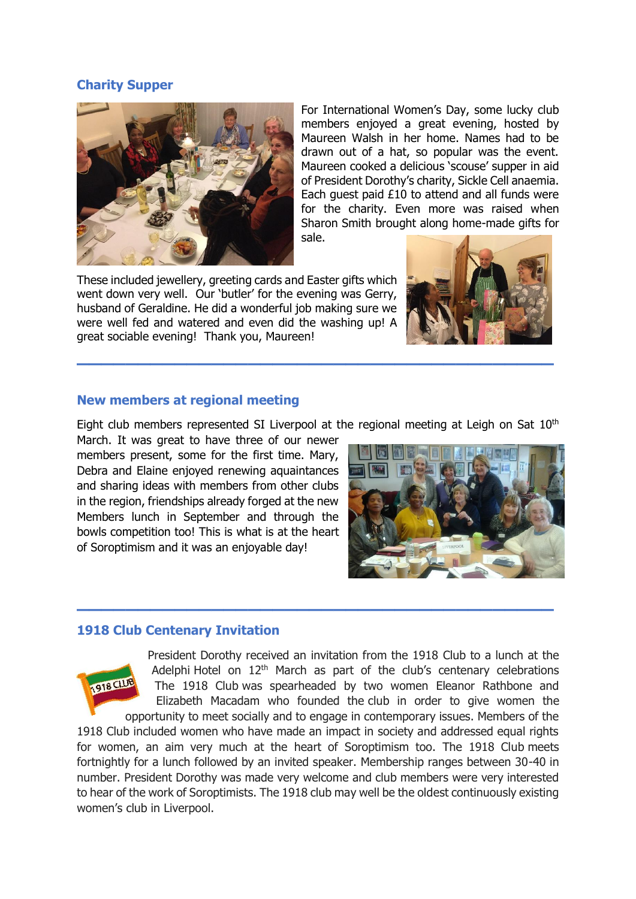## Charity Supper

For International Women's Day, some lucky club members enjoyed a great evening, hosted by Maureen Walsh in her home. Names had to be drawn out of a hat, so popular was the event. Maureen cooked a delicious 'scouse' supper in aid of President Dorothy's charity, Sickle Cell anaemia. Each guest paid £10 to attend and all funds were for the charity. Even more was raised when Sharon Smith brought along home-made gifts for sale. These included jewellery, greeting cards and Easter gifts which went down very well. Our 'butler' for the evening was Gerry, husband of Geraldine. He did a wonderful job making sure we were well fed and watered and even did the washing up! A great sociable evening! Thank you, Maureen!

---

## New members at regional meeting

Eight club members represented SI Liverpool at the regional meeting at Leigh on Sat 10th March. It was great to have three of our newer members present, some for the first time. Mary, Debra and Elaine enjoyed renewing aquaintances and sharing ideas with members from other clubs in the region, friendships already forged at the new Members lunch in September and through the bowls competition too! This is what is at the heart of Soroptimism and it was an enjoyable day!

---

## 1918 Club Centenary Invitation

President Dorothy received an invitation from the 1918 Club to a lunch at the Adelphi Hotel on 12th March as part of the club's centenary celebrations The 1918 Club was spearheaded by two women Eleanor Rathbone and Elizabeth Macadam who founded the club in order to give women the opportunity to meet socially and to engage in contemporary issues. Members of the 1918 Club included women who have made an impact in society and addressed equal rights for women, an aim very much at the heart of Soroptimism too. The 1918 Club meets fortnightly for a lunch followed by an invited speaker. Membership ranges between 30-40 in number. President Dorothy was made very welcome and club members were very interested to hear of the work of Soroptimists. The 1918 club may well be the oldest continuously existing women's club in Liverpool.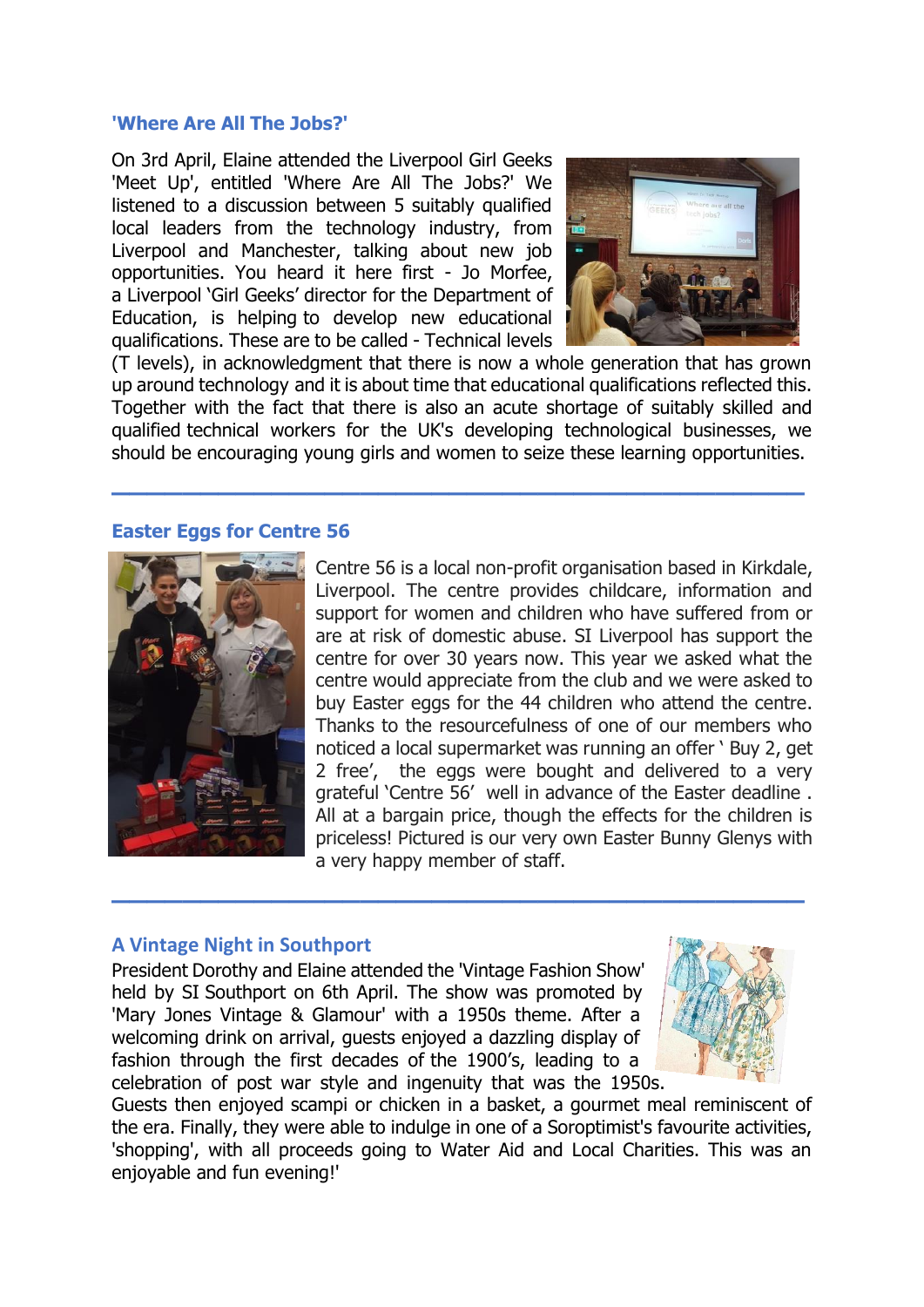## 'Where Are All The Jobs?'

On 3rd April, Elaine attended the Liverpool Girl Geeks 'Meet Up', entitled 'Where Are All The Jobs?' We listened to a discussion between 5 suitably qualified local leaders from the technology industry, from Liverpool and Manchester, talking about new job opportunities. You heard it here first - Jo Morfee, a Liverpool 'Girl Geeks' director for the Department of Education, is helping to develop new educational qualifications. These are to be called - Technical levels (T levels), in acknowledgment that there is now a whole generation that has grown up around technology and it is about time that educational qualifications reflected this. Together with the fact that there is also an acute shortage of suitably skilled and qualified technical workers for the UK's developing technological businesses, we should be encouraging young girls and women to seize these learning opportunities.

---

## Easter Eggs for Centre 56

Centre 56 is a local non-profit organisation based in Kirkdale, Liverpool. The centre provides childcare, information and support for women and children who have suffered from or are at risk of domestic abuse. SI Liverpool has support the centre for over 30 years now. This year we asked what the centre would appreciate from the club and we were asked to buy Easter eggs for the 44 children who attend the centre. Thanks to the resourcefulness of one of our members who noticed a local supermarket was running an offer ' Buy 2, get 2 free', the eggs were bought and delivered to a very grateful 'Centre 56' well in advance of the Easter deadline . All at a bargain price, though the effects for the children is priceless! Pictured is our very own Easter Bunny Glenys with a very happy member of staff.

---

## A Vintage Night in Southport

President Dorothy and Elaine attended the 'Vintage Fashion Show' held by SI Southport on 6th April. The show was promoted by 'Mary Jones Vintage & Glamour' with a 1950s theme. After a welcoming drink on arrival, guests enjoyed a dazzling display of fashion through the first decades of the 1900's, leading to a celebration of post war style and ingenuity that was the 1950s. Guests then enjoyed scampi or chicken in a basket, a gourmet meal reminiscent of the era. Finally, they were able to indulge in one of a Soroptimist's favourite activities, 'shopping', with all proceeds going to Water Aid and Local Charities. This was an enjoyable and fun evening!'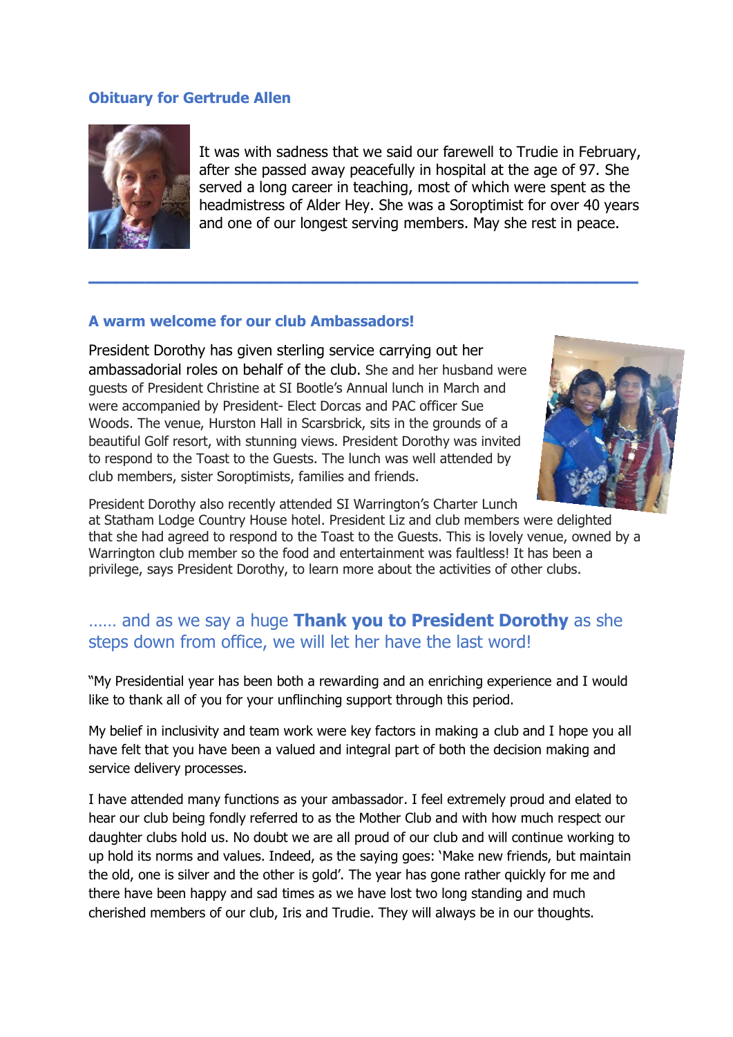## Obituary for Gertrude Allen

It was with sadness that we said our farewell to Trudie in February, after she passed away peacefully in hospital at the age of 97. She served a long career in teaching, most of which were spent as the headmistress of Alder Hey. She was a Soroptimist for over 40 years and one of our longest serving members. May she rest in peace.

---

## A warm welcome for our club Ambassadors!

President Dorothy has given sterling service carrying out her ambassadorial roles on behalf of the club. She and her husband were guests of President Christine at SI Bootle's Annual lunch in March and were accompanied by President- Elect Dorcas and PAC officer Sue Woods. The venue, Hurston Hall in Scarsbrick, sits in the grounds of a beautiful Golf resort, with stunning views. President Dorothy was invited to respond to the Toast to the Guests. The lunch was well attended by club members, sister Soroptimists, families and friends.

President Dorothy also recently attended SI Warrington's Charter Lunch at Statham Lodge Country House hotel. President Liz and club members were delighted that she had agreed to respond to the Toast to the Guests. This is lovely venue, owned by a Warrington club member so the food and entertainment was faultless! It has been a privilege, says President Dorothy, to learn more about the activities of other clubs.

## …… and as we say a huge **Thank you to President Dorothy** as she steps down from office, we will let her have the last word!

"My Presidential year has been both a rewarding and an enriching experience and I would like to thank all of you for your unflinching support through this period.

My belief in inclusivity and team work were key factors in making a club and I hope you all have felt that you have been a valued and integral part of both the decision making and service delivery processes.

I have attended many functions as your ambassador. I feel extremely proud and elated to hear our club being fondly referred to as the Mother Club and with how much respect our daughter clubs hold us. No doubt we are all proud of our club and will continue working to up hold its norms and values. Indeed, as the saying goes: 'Make new friends, but maintain the old, one is silver and the other is gold'. The year has gone rather quickly for me and there have been happy and sad times as we have lost two long standing and much cherished members of our club, Iris and Trudie. They will always be in our thoughts.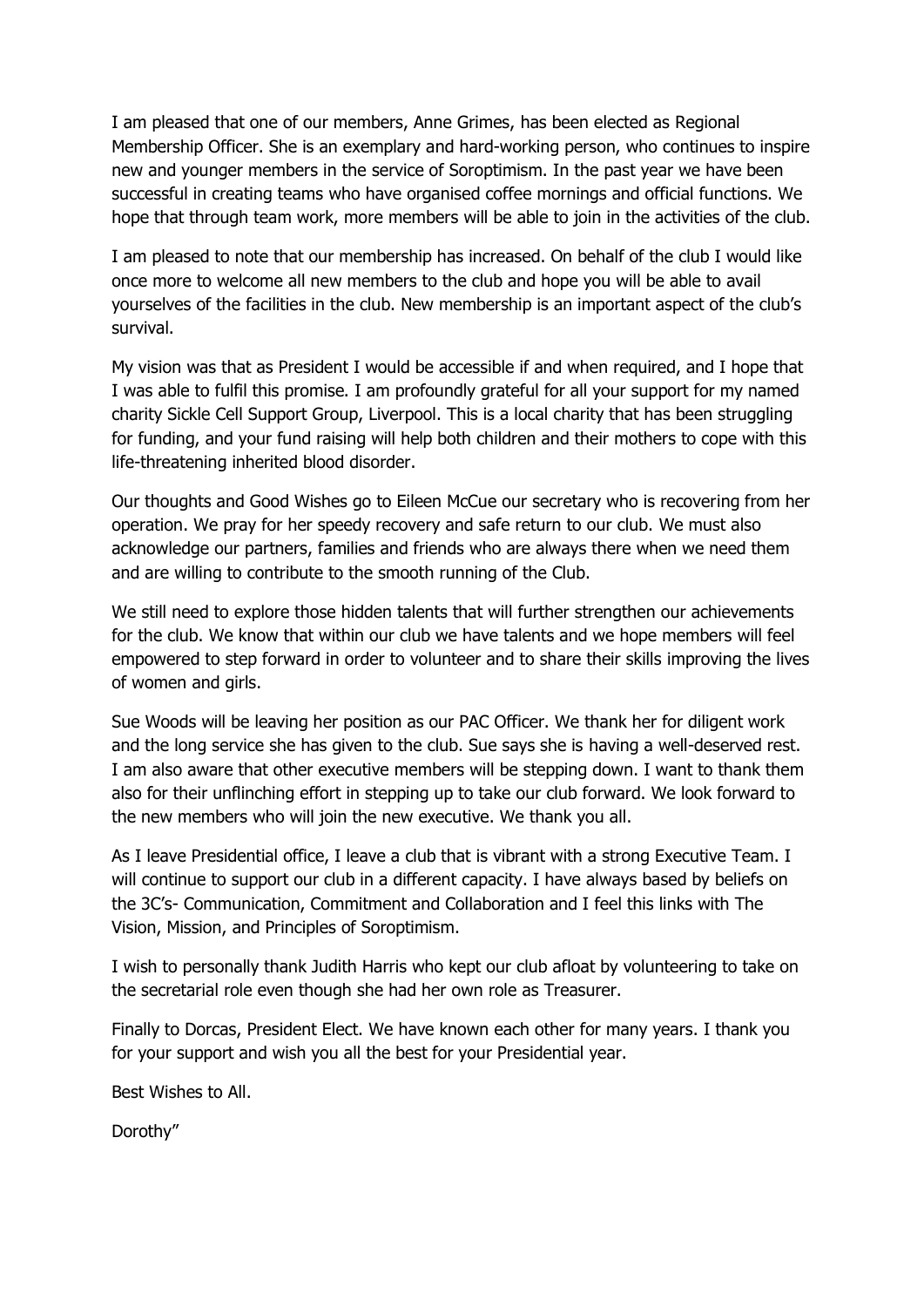I am pleased that one of our members, Anne Grimes, has been elected as Regional Membership Officer. She is an exemplary and hard-working person, who continues to inspire new and younger members in the service of Soroptimism. In the past year we have been successful in creating teams who have organised coffee mornings and official functions. We hope that through team work, more members will be able to join in the activities of the club.

I am pleased to note that our membership has increased. On behalf of the club I would like once more to welcome all new members to the club and hope you will be able to avail yourselves of the facilities in the club. New membership is an important aspect of the club's survival.

My vision was that as President I would be accessible if and when required, and I hope that I was able to fulfil this promise. I am profoundly grateful for all your support for my named charity Sickle Cell Support Group, Liverpool. This is a local charity that has been struggling for funding, and your fund raising will help both children and their mothers to cope with this life-threatening inherited blood disorder.

Our thoughts and Good Wishes go to Eileen McCue our secretary who is recovering from her operation. We pray for her speedy recovery and safe return to our club. We must also acknowledge our partners, families and friends who are always there when we need them and are willing to contribute to the smooth running of the Club.

We still need to explore those hidden talents that will further strengthen our achievements for the club. We know that within our club we have talents and we hope members will feel empowered to step forward in order to volunteer and to share their skills improving the lives of women and girls.

Sue Woods will be leaving her position as our PAC Officer. We thank her for diligent work and the long service she has given to the club. Sue says she is having a well-deserved rest. I am also aware that other executive members will be stepping down. I want to thank them also for their unflinching effort in stepping up to take our club forward. We look forward to the new members who will join the new executive. We thank you all.

As I leave Presidential office, I leave a club that is vibrant with a strong Executive Team. I will continue to support our club in a different capacity. I have always based by beliefs on the 3C's- Communication, Commitment and Collaboration and I feel this links with The Vision, Mission, and Principles of Soroptimism.

I wish to personally thank Judith Harris who kept our club afloat by volunteering to take on the secretarial role even though she had her own role as Treasurer.

Finally to Dorcas, President Elect. We have known each other for many years. I thank you for your support and wish you all the best for your Presidential year.

Best Wishes to All.

Dorothy"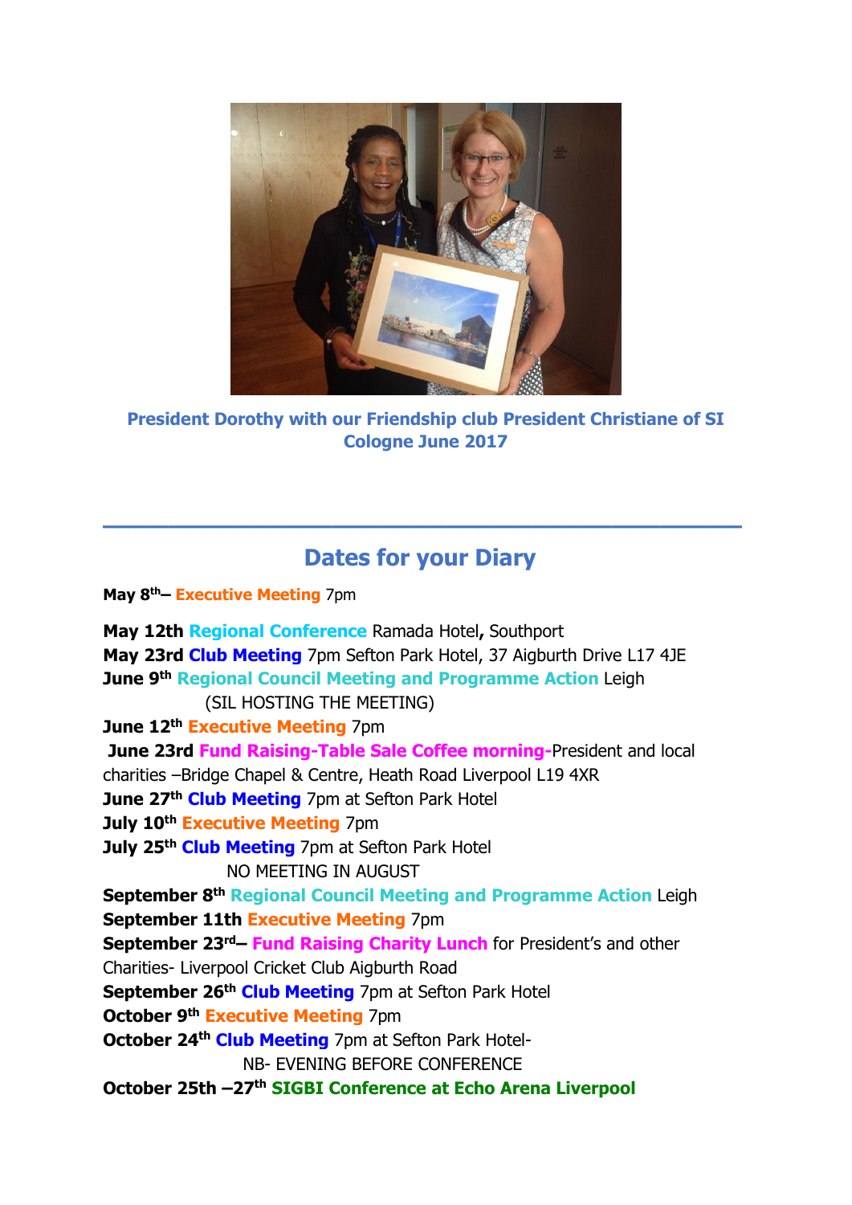**President Dorothy with our Friendship club President Christiane of SI Cologne June 2017**

---

## Dates for your Diary

**May 8th–** **Executive Meeting** 7pm

**May 12th** **Regional Conference** Ramada Hotel**,** Southport
**May 23rd** **Club Meeting** 7pm Sefton Park Hotel, 37 Aigburth Drive L17 4JE
**June 9th** **Regional Council Meeting and Programme Action** Leigh
(SIL HOSTING THE MEETING)
**June 12th** **Executive Meeting** 7pm
**June 23rd** **Fund Raising-Table Sale Coffee morning-**President and local charities –Bridge Chapel & Centre, Heath Road Liverpool L19 4XR
**June 27th** **Club Meeting** 7pm at Sefton Park Hotel
**July 10th** **Executive Meeting** 7pm
**July 25th** **Club Meeting** 7pm at Sefton Park Hotel
NO MEETING IN AUGUST
**September 8th** **Regional Council Meeting and Programme Action** Leigh
**September 11th** **Executive Meeting** 7pm
**September 23rd–** **Fund Raising Charity Lunch** for President's and other Charities- Liverpool Cricket Club Aigburth Road
**September 26th** **Club Meeting** 7pm at Sefton Park Hotel
**October 9th** **Executive Meeting** 7pm
**October 24th** **Club Meeting** 7pm at Sefton Park Hotel-
NB- EVENING BEFORE CONFERENCE
**October 25th –27th** **SIGBI Conference at Echo Arena Liverpool**